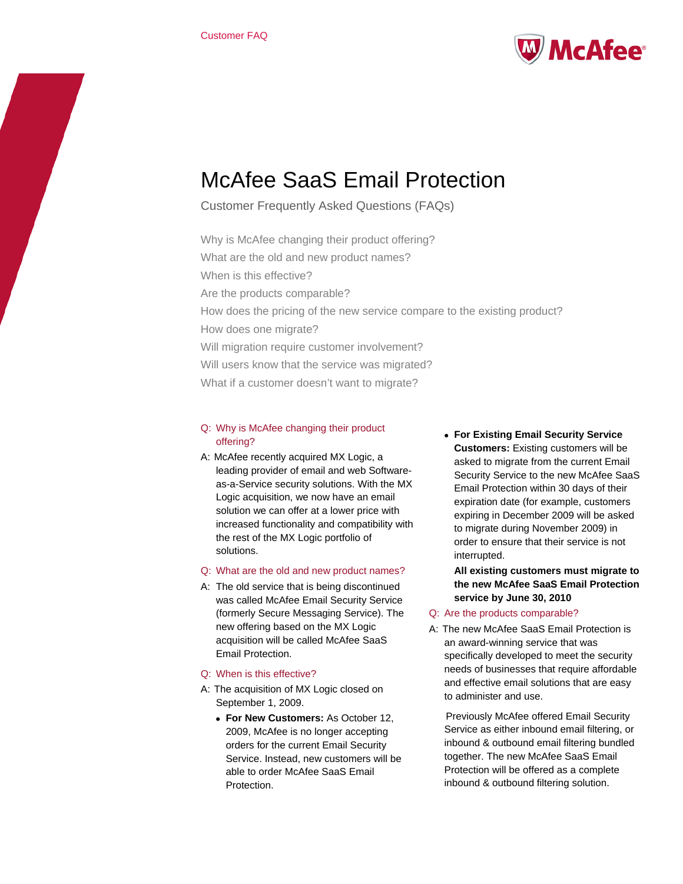Customer FAQ

# McAfee SaaS Email Protection

Customer Frequently Asked Questions (FAQs)

Why is McAfee changing their product offering?
What are the old and new product names?
When is this effective?
Are the products comparable?
How does the pricing of the new service compare to the existing product?
How does one migrate?
Will migration require customer involvement?
Will users know that the service was migrated?
What if a customer doesn't want to migrate?

**Q: Why is McAfee changing their product offering?**

A: McAfee recently acquired MX Logic, a leading provider of email and web Software-as-a-Service security solutions. With the MX Logic acquisition, we now have an email solution we can offer at a lower price with increased functionality and compatibility with the rest of the MX Logic portfolio of solutions.

**Q: What are the old and new product names?**

A: The old service that is being discontinued was called McAfee Email Security Service (formerly Secure Messaging Service). The new offering based on the MX Logic acquisition will be called McAfee SaaS Email Protection.

**Q: When is this effective?**

A: The acquisition of MX Logic closed on September 1, 2009.

- **For New Customers:** As October 12, 2009, McAfee is no longer accepting orders for the current Email Security Service. Instead, new customers will be able to order McAfee SaaS Email Protection.
- **For Existing Email Security Service Customers:** Existing customers will be asked to migrate from the current Email Security Service to the new McAfee SaaS Email Protection within 30 days of their expiration date (for example, customers expiring in December 2009 will be asked to migrate during November 2009) in order to ensure that their service is not interrupted.

  **All existing customers must migrate to the new McAfee SaaS Email Protection service by June 30, 2010**

**Q: Are the products comparable?**

A: The new McAfee SaaS Email Protection is an award-winning service that was specifically developed to meet the security needs of businesses that require affordable and effective email solutions that are easy to administer and use.

Previously McAfee offered Email Security Service as either inbound email filtering, or inbound & outbound email filtering bundled together. The new McAfee SaaS Email Protection will be offered as a complete inbound & outbound filtering solution.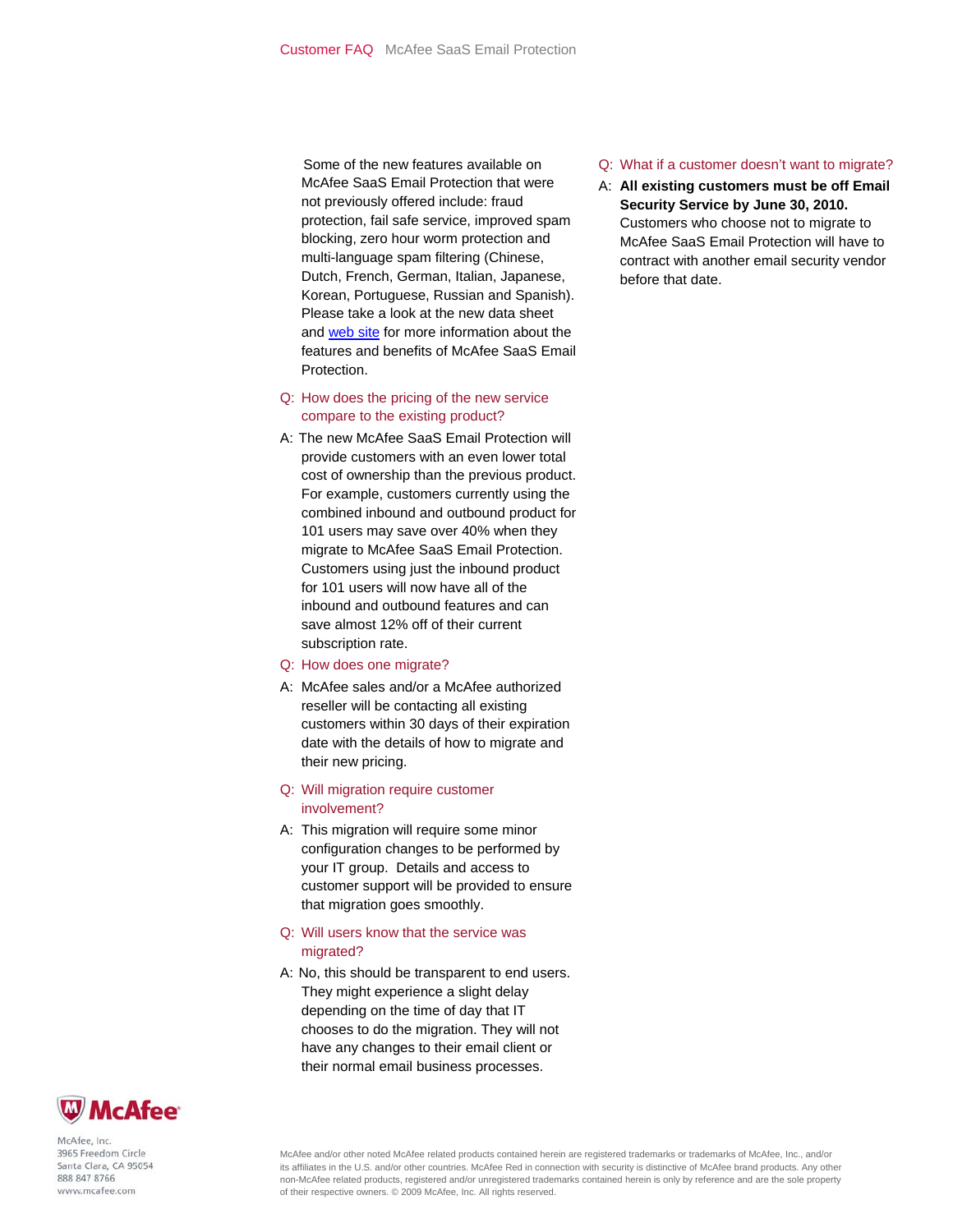Some of the new features available on McAfee SaaS Email Protection that were not previously offered include: fraud protection, fail safe service, improved spam blocking, zero hour worm protection and multi-language spam filtering (Chinese, Dutch, French, German, Italian, Japanese, Korean, Portuguese, Russian and Spanish). Please take a look at the new data sheet and web site for more information about the features and benefits of McAfee SaaS Email Protection.

**Q: How does the pricing of the new service compare to the existing product?**

A: The new McAfee SaaS Email Protection will provide customers with an even lower total cost of ownership than the previous product. For example, customers currently using the combined inbound and outbound product for 101 users may save over 40% when they migrate to McAfee SaaS Email Protection. Customers using just the inbound product for 101 users will now have all of the inbound and outbound features and can save almost 12% off of their current subscription rate.

**Q: How does one migrate?**

A: McAfee sales and/or a McAfee authorized reseller will be contacting all existing customers within 30 days of their expiration date with the details of how to migrate and their new pricing.

**Q: Will migration require customer involvement?**

A: This migration will require some minor configuration changes to be performed by your IT group. Details and access to customer support will be provided to ensure that migration goes smoothly.

**Q: Will users know that the service was migrated?**

A: No, this should be transparent to end users. They might experience a slight delay depending on the time of day that IT chooses to do the migration. They will not have any changes to their email client or their normal email business processes.

**Q: What if a customer doesn't want to migrate?**

A: **All existing customers must be off Email Security Service by June 30, 2010.** Customers who choose not to migrate to McAfee SaaS Email Protection will have to contract with another email security vendor before that date.

McAfee, Inc.
3965 Freedom Circle
Santa Clara, CA 95054
888 847 8766
www.mcafee.com

McAfee and/or other noted McAfee related products contained herein are registered trademarks or trademarks of McAfee, Inc., and/or its affiliates in the U.S. and/or other countries. McAfee Red in connection with security is distinctive of McAfee brand products. Any other non-McAfee related products, registered and/or unregistered trademarks contained herein is only by reference and are the sole property of their respective owners. © 2009 McAfee, Inc. All rights reserved.